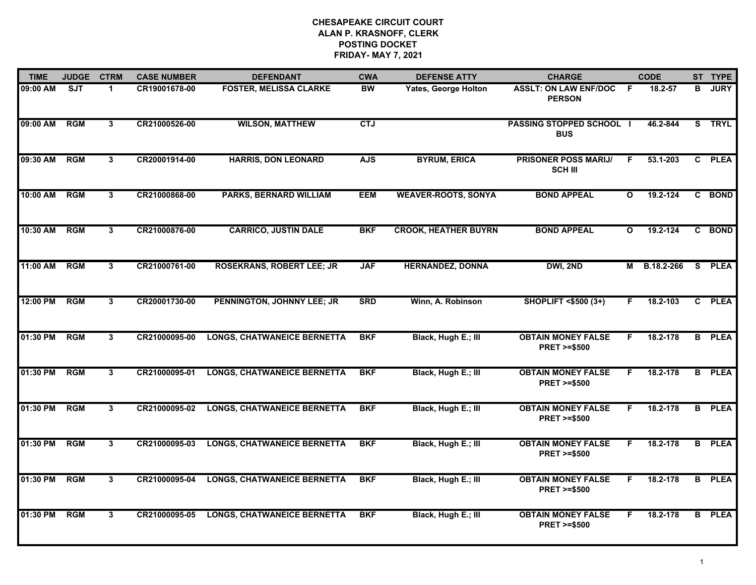# CHESAPEAKE CIRCUIT COURT
## ALAN P. KRASNOFF, CLERK
## POSTING DOCKET
## FRIDAY- MAY 7, 2021

| TIME | JUDGE | CTRM | CASE NUMBER | DEFENDANT | CWA | DEFENSE ATTY | CHARGE | | CODE | ST | TYPE |
|---|---|---|---|---|---|---|---|---|---|---|---|
| 09:00 AM | SJT | 1 | CR19001678-00 | FOSTER, MELISSA CLARKE | BW | Yates, George Holton | ASSLT: ON LAW ENF/DOC PERSON | F | 18.2-57 | B | JURY |
| 09:00 AM | RGM | 3 | CR21000526-00 | WILSON, MATTHEW | CTJ | | PASSING STOPPED SCHOOL BUS | I | 46.2-844 | S | TRYL |
| 09:30 AM | RGM | 3 | CR20001914-00 | HARRIS, DON LEONARD | AJS | BYRUM, ERICA | PRISONER POSS MARIJ/ SCH III | F | 53.1-203 | C | PLEA |
| 10:00 AM | RGM | 3 | CR21000868-00 | PARKS, BERNARD WILLIAM | EEM | WEAVER-ROOTS, SONYA | BOND APPEAL | O | 19.2-124 | C | BOND |
| 10:30 AM | RGM | 3 | CR21000876-00 | CARRICO, JUSTIN DALE | BKF | CROOK, HEATHER BUYRN | BOND APPEAL | O | 19.2-124 | C | BOND |
| 11:00 AM | RGM | 3 | CR21000761-00 | ROSEKRANS, ROBERT LEE; JR | JAF | HERNANDEZ, DONNA | DWI, 2ND | M | B.18.2-266 | S | PLEA |
| 12:00 PM | RGM | 3 | CR20001730-00 | PENNINGTON, JOHNNY LEE; JR | SRD | Winn, A. Robinson | SHOPLIFT <$500 (3+) | F | 18.2-103 | C | PLEA |
| 01:30 PM | RGM | 3 | CR21000095-00 | LONGS, CHATWANEICE BERNETTA | BKF | Black, Hugh E.; III | OBTAIN MONEY FALSE PRET >=$500 | F | 18.2-178 | B | PLEA |
| 01:30 PM | RGM | 3 | CR21000095-01 | LONGS, CHATWANEICE BERNETTA | BKF | Black, Hugh E.; III | OBTAIN MONEY FALSE PRET >=$500 | F | 18.2-178 | B | PLEA |
| 01:30 PM | RGM | 3 | CR21000095-02 | LONGS, CHATWANEICE BERNETTA | BKF | Black, Hugh E.; III | OBTAIN MONEY FALSE PRET >=$500 | F | 18.2-178 | B | PLEA |
| 01:30 PM | RGM | 3 | CR21000095-03 | LONGS, CHATWANEICE BERNETTA | BKF | Black, Hugh E.; III | OBTAIN MONEY FALSE PRET >=$500 | F | 18.2-178 | B | PLEA |
| 01:30 PM | RGM | 3 | CR21000095-04 | LONGS, CHATWANEICE BERNETTA | BKF | Black, Hugh E.; III | OBTAIN MONEY FALSE PRET >=$500 | F | 18.2-178 | B | PLEA |
| 01:30 PM | RGM | 3 | CR21000095-05 | LONGS, CHATWANEICE BERNETTA | BKF | Black, Hugh E.; III | OBTAIN MONEY FALSE PRET >=$500 | F | 18.2-178 | B | PLEA |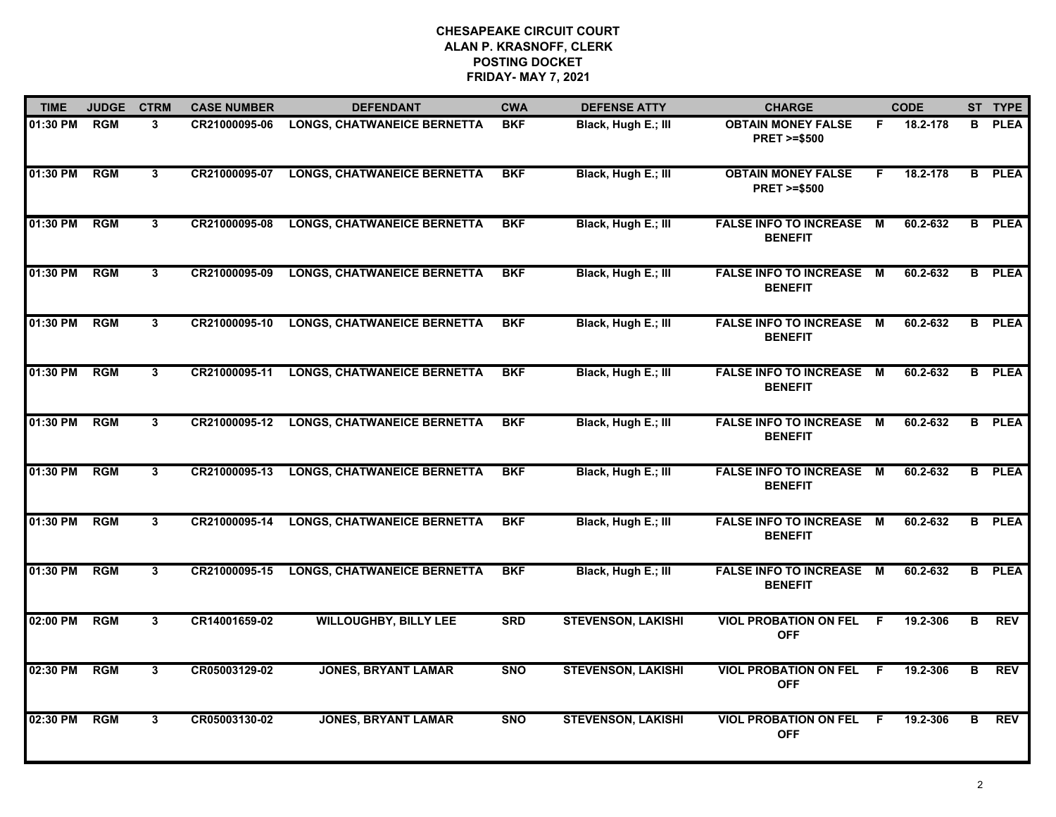**CHESAPEAKE CIRCUIT COURT**
**ALAN P. KRASNOFF, CLERK**
**POSTING DOCKET**
**FRIDAY- MAY 7, 2021**

| TIME | JUDGE | CTRM | CASE NUMBER | DEFENDANT | CWA | DEFENSE ATTY | CHARGE | | CODE | ST | TYPE |
|---|---|---|---|---|---|---|---|---|---|---|---|
| 01:30 PM | RGM | 3 | CR21000095-06 | LONGS, CHATWANEICE BERNETTA | BKF | Black, Hugh E.; III | OBTAIN MONEY FALSE PRET >=$500 | F | 18.2-178 | B | PLEA |
| 01:30 PM | RGM | 3 | CR21000095-07 | LONGS, CHATWANEICE BERNETTA | BKF | Black, Hugh E.; III | OBTAIN MONEY FALSE PRET >=$500 | F | 18.2-178 | B | PLEA |
| 01:30 PM | RGM | 3 | CR21000095-08 | LONGS, CHATWANEICE BERNETTA | BKF | Black, Hugh E.; III | FALSE INFO TO INCREASE BENEFIT | M | 60.2-632 | B | PLEA |
| 01:30 PM | RGM | 3 | CR21000095-09 | LONGS, CHATWANEICE BERNETTA | BKF | Black, Hugh E.; III | FALSE INFO TO INCREASE BENEFIT | M | 60.2-632 | B | PLEA |
| 01:30 PM | RGM | 3 | CR21000095-10 | LONGS, CHATWANEICE BERNETTA | BKF | Black, Hugh E.; III | FALSE INFO TO INCREASE BENEFIT | M | 60.2-632 | B | PLEA |
| 01:30 PM | RGM | 3 | CR21000095-11 | LONGS, CHATWANEICE BERNETTA | BKF | Black, Hugh E.; III | FALSE INFO TO INCREASE BENEFIT | M | 60.2-632 | B | PLEA |
| 01:30 PM | RGM | 3 | CR21000095-12 | LONGS, CHATWANEICE BERNETTA | BKF | Black, Hugh E.; III | FALSE INFO TO INCREASE BENEFIT | M | 60.2-632 | B | PLEA |
| 01:30 PM | RGM | 3 | CR21000095-13 | LONGS, CHATWANEICE BERNETTA | BKF | Black, Hugh E.; III | FALSE INFO TO INCREASE BENEFIT | M | 60.2-632 | B | PLEA |
| 01:30 PM | RGM | 3 | CR21000095-14 | LONGS, CHATWANEICE BERNETTA | BKF | Black, Hugh E.; III | FALSE INFO TO INCREASE BENEFIT | M | 60.2-632 | B | PLEA |
| 01:30 PM | RGM | 3 | CR21000095-15 | LONGS, CHATWANEICE BERNETTA | BKF | Black, Hugh E.; III | FALSE INFO TO INCREASE BENEFIT | M | 60.2-632 | B | PLEA |
| 02:00 PM | RGM | 3 | CR14001659-02 | WILLOUGHBY, BILLY LEE | SRD | STEVENSON, LAKISHI | VIOL PROBATION ON FEL OFF | F | 19.2-306 | B | REV |
| 02:30 PM | RGM | 3 | CR05003129-02 | JONES, BRYANT LAMAR | SNO | STEVENSON, LAKISHI | VIOL PROBATION ON FEL OFF | F | 19.2-306 | B | REV |
| 02:30 PM | RGM | 3 | CR05003130-02 | JONES, BRYANT LAMAR | SNO | STEVENSON, LAKISHI | VIOL PROBATION ON FEL OFF | F | 19.2-306 | B | REV |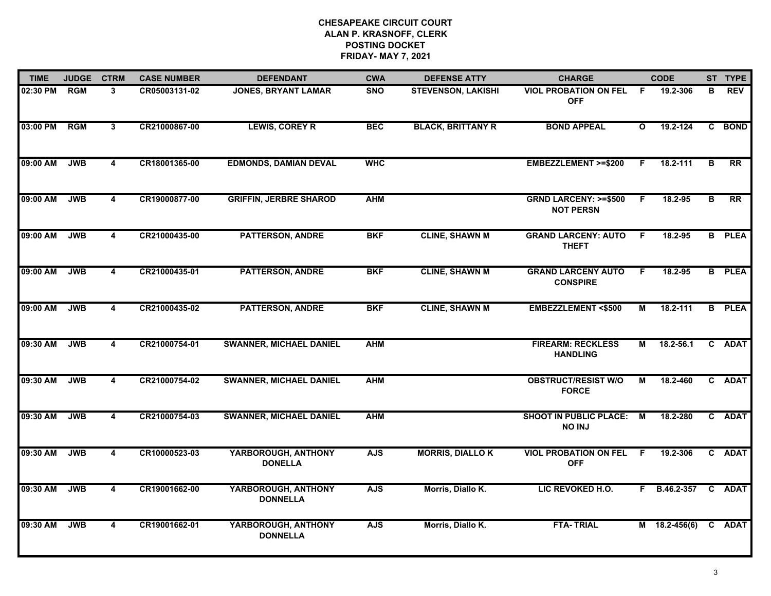# CHESAPEAKE CIRCUIT COURT
## ALAN P. KRASNOFF, CLERK
## POSTING DOCKET
## FRIDAY- MAY 7, 2021

| TIME | JUDGE | CTRM | CASE NUMBER | DEFENDANT | CWA | DEFENSE ATTY | CHARGE | | CODE | ST | TYPE |
|---|---|---|---|---|---|---|---|---|---|---|---|
| 02:30 PM | RGM | 3 | CR05003131-02 | JONES, BRYANT LAMAR | SNO | STEVENSON, LAKISHI | VIOL PROBATION ON FEL OFF | F | 19.2-306 | B | REV |
| 03:00 PM | RGM | 3 | CR21000867-00 | LEWIS, COREY R | BEC | BLACK, BRITTANY R | BOND APPEAL | O | 19.2-124 | C | BOND |
| 09:00 AM | JWB | 4 | CR18001365-00 | EDMONDS, DAMIAN DEVAL | WHC | | EMBEZZLEMENT >=$200 | F | 18.2-111 | B | RR |
| 09:00 AM | JWB | 4 | CR19000877-00 | GRIFFIN, JERBRE SHAROD | AHM | | GRND LARCENY: >=$500 NOT PERSN | F | 18.2-95 | B | RR |
| 09:00 AM | JWB | 4 | CR21000435-00 | PATTERSON, ANDRE | BKF | CLINE, SHAWN M | GRAND LARCENY: AUTO THEFT | F | 18.2-95 | B | PLEA |
| 09:00 AM | JWB | 4 | CR21000435-01 | PATTERSON, ANDRE | BKF | CLINE, SHAWN M | GRAND LARCENY AUTO CONSPIRE | F | 18.2-95 | B | PLEA |
| 09:00 AM | JWB | 4 | CR21000435-02 | PATTERSON, ANDRE | BKF | CLINE, SHAWN M | EMBEZZLEMENT <$500 | M | 18.2-111 | B | PLEA |
| 09:30 AM | JWB | 4 | CR21000754-01 | SWANNER, MICHAEL DANIEL | AHM | | FIREARM: RECKLESS HANDLING | M | 18.2-56.1 | C | ADAT |
| 09:30 AM | JWB | 4 | CR21000754-02 | SWANNER, MICHAEL DANIEL | AHM | | OBSTRUCT/RESIST W/O FORCE | M | 18.2-460 | C | ADAT |
| 09:30 AM | JWB | 4 | CR21000754-03 | SWANNER, MICHAEL DANIEL | AHM | | SHOOT IN PUBLIC PLACE: NO INJ | M | 18.2-280 | C | ADAT |
| 09:30 AM | JWB | 4 | CR10000523-03 | YARBOROUGH, ANTHONY DONELLA | AJS | MORRIS, DIALLO K | VIOL PROBATION ON FEL OFF | F | 19.2-306 | C | ADAT |
| 09:30 AM | JWB | 4 | CR19001662-00 | YARBOROUGH, ANTHONY DONNELLA | AJS | Morris, Diallo K. | LIC REVOKED H.O. | F | B.46.2-357 | C | ADAT |
| 09:30 AM | JWB | 4 | CR19001662-01 | YARBOROUGH, ANTHONY DONNELLA | AJS | Morris, Diallo K. | FTA- TRIAL | M | 18.2-456(6) | C | ADAT |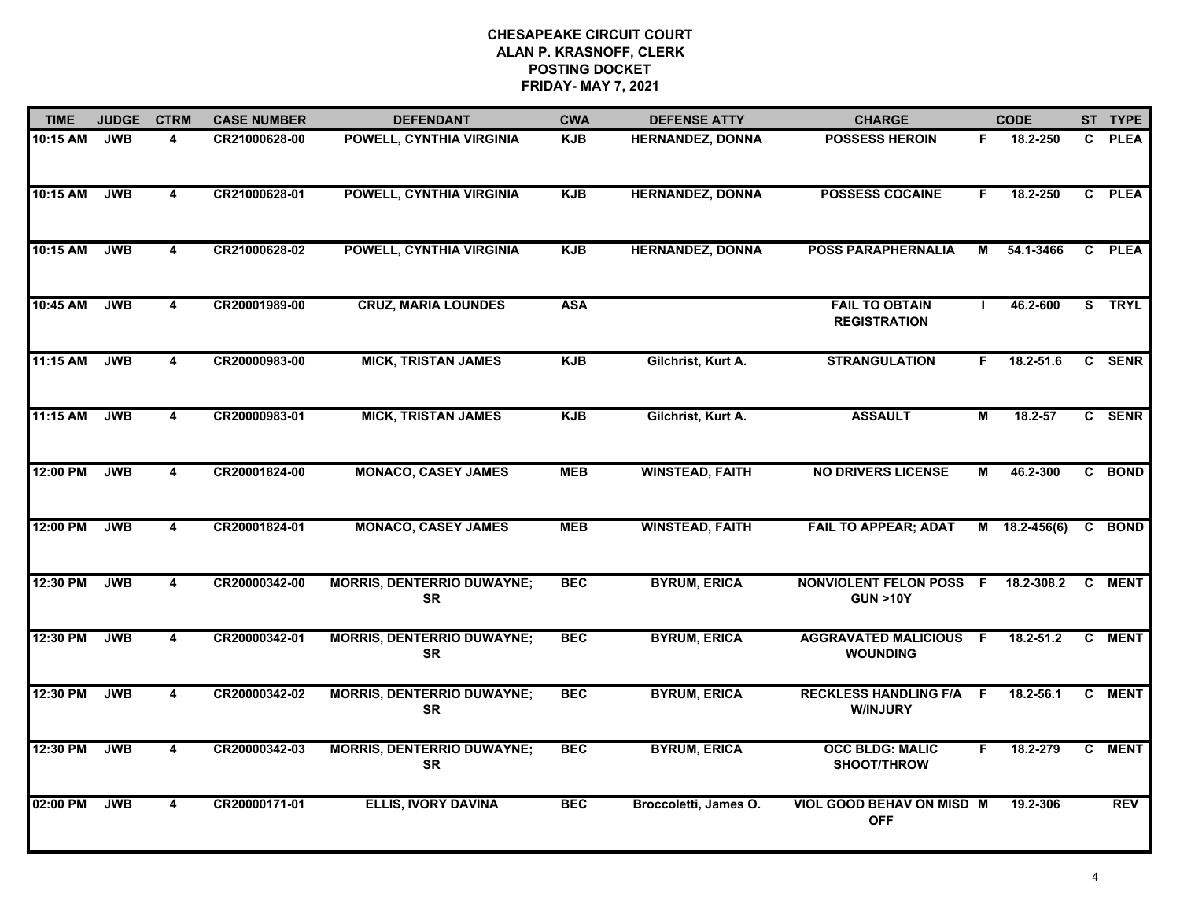**CHESAPEAKE CIRCUIT COURT**
**ALAN P. KRASNOFF, CLERK**
**POSTING DOCKET**
**FRIDAY- MAY 7, 2021**

| TIME | JUDGE | CTRM | CASE NUMBER | DEFENDANT | CWA | DEFENSE ATTY | CHARGE | | CODE | ST | TYPE |
|---|---|---|---|---|---|---|---|---|---|---|---|
| 10:15 AM | JWB | 4 | CR21000628-00 | POWELL, CYNTHIA VIRGINIA | KJB | HERNANDEZ, DONNA | POSSESS HEROIN | F | 18.2-250 | C | PLEA |
| 10:15 AM | JWB | 4 | CR21000628-01 | POWELL, CYNTHIA VIRGINIA | KJB | HERNANDEZ, DONNA | POSSESS COCAINE | F | 18.2-250 | C | PLEA |
| 10:15 AM | JWB | 4 | CR21000628-02 | POWELL, CYNTHIA VIRGINIA | KJB | HERNANDEZ, DONNA | POSS PARAPHERNALIA | M | 54.1-3466 | C | PLEA |
| 10:45 AM | JWB | 4 | CR20001989-00 | CRUZ, MARIA LOUNDES | ASA | | FAIL TO OBTAIN REGISTRATION | I | 46.2-600 | S | TRYL |
| 11:15 AM | JWB | 4 | CR20000983-00 | MICK, TRISTAN JAMES | KJB | Gilchrist, Kurt A. | STRANGULATION | F | 18.2-51.6 | C | SENR |
| 11:15 AM | JWB | 4 | CR20000983-01 | MICK, TRISTAN JAMES | KJB | Gilchrist, Kurt A. | ASSAULT | M | 18.2-57 | C | SENR |
| 12:00 PM | JWB | 4 | CR20001824-00 | MONACO, CASEY JAMES | MEB | WINSTEAD, FAITH | NO DRIVERS LICENSE | M | 46.2-300 | C | BOND |
| 12:00 PM | JWB | 4 | CR20001824-01 | MONACO, CASEY JAMES | MEB | WINSTEAD, FAITH | FAIL TO APPEAR; ADAT | M | 18.2-456(6) | C | BOND |
| 12:30 PM | JWB | 4 | CR20000342-00 | MORRIS, DENTERRIO DUWAYNE; SR | BEC | BYRUM, ERICA | NONVIOLENT FELON POSS GUN >10Y | F | 18.2-308.2 | C | MENT |
| 12:30 PM | JWB | 4 | CR20000342-01 | MORRIS, DENTERRIO DUWAYNE; SR | BEC | BYRUM, ERICA | AGGRAVATED MALICIOUS WOUNDING | F | 18.2-51.2 | C | MENT |
| 12:30 PM | JWB | 4 | CR20000342-02 | MORRIS, DENTERRIO DUWAYNE; SR | BEC | BYRUM, ERICA | RECKLESS HANDLING F/A W/INJURY | F | 18.2-56.1 | C | MENT |
| 12:30 PM | JWB | 4 | CR20000342-03 | MORRIS, DENTERRIO DUWAYNE; SR | BEC | BYRUM, ERICA | OCC BLDG: MALIC SHOOT/THROW | F | 18.2-279 | C | MENT |
| 02:00 PM | JWB | 4 | CR20000171-01 | ELLIS, IVORY DAVINA | BEC | Broccoletti, James O. | VIOL GOOD BEHAV ON MISD OFF | M | 19.2-306 | | REV |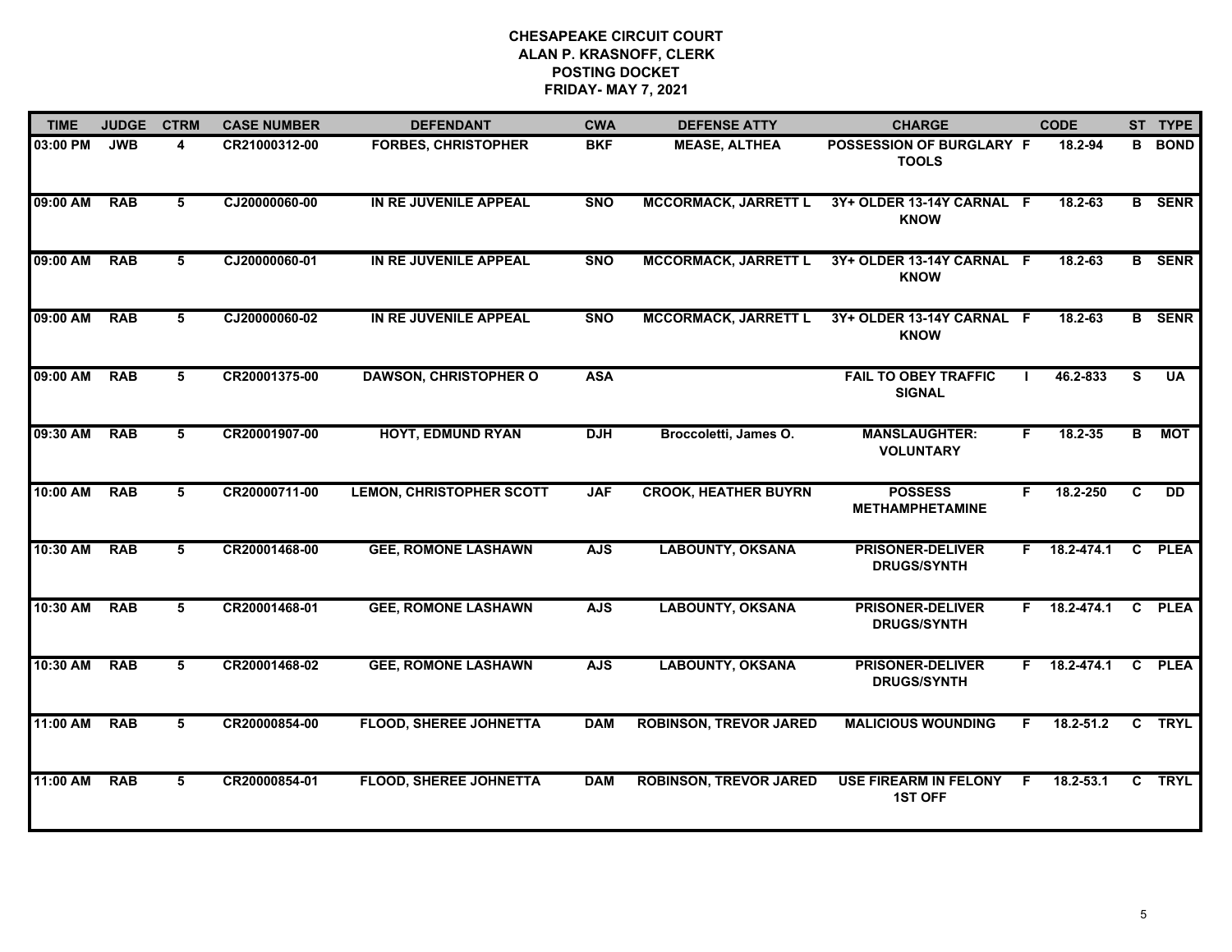# CHESAPEAKE CIRCUIT COURT
## ALAN P. KRASNOFF, CLERK
## POSTING DOCKET
## FRIDAY- MAY 7, 2021

| TIME | JUDGE | CTRM | CASE NUMBER | DEFENDANT | CWA | DEFENSE ATTY | CHARGE | | CODE | ST | TYPE |
|---|---|---|---|---|---|---|---|---|---|---|---|
| 03:00 PM | JWB | 4 | CR21000312-00 | FORBES, CHRISTOPHER | BKF | MEASE, ALTHEA | POSSESSION OF BURGLARY TOOLS | F | 18.2-94 | B | BOND |
| 09:00 AM | RAB | 5 | CJ20000060-00 | IN RE JUVENILE APPEAL | SNO | MCCORMACK, JARRETT L | 3Y+ OLDER 13-14Y CARNAL KNOW | F | 18.2-63 | B | SENR |
| 09:00 AM | RAB | 5 | CJ20000060-01 | IN RE JUVENILE APPEAL | SNO | MCCORMACK, JARRETT L | 3Y+ OLDER 13-14Y CARNAL KNOW | F | 18.2-63 | B | SENR |
| 09:00 AM | RAB | 5 | CJ20000060-02 | IN RE JUVENILE APPEAL | SNO | MCCORMACK, JARRETT L | 3Y+ OLDER 13-14Y CARNAL KNOW | F | 18.2-63 | B | SENR |
| 09:00 AM | RAB | 5 | CR20001375-00 | DAWSON, CHRISTOPHER O | ASA | | FAIL TO OBEY TRAFFIC SIGNAL | I | 46.2-833 | S | UA |
| 09:30 AM | RAB | 5 | CR20001907-00 | HOYT, EDMUND RYAN | DJH | Broccoletti, James O. | MANSLAUGHTER: VOLUNTARY | F | 18.2-35 | B | MOT |
| 10:00 AM | RAB | 5 | CR20000711-00 | LEMON, CHRISTOPHER SCOTT | JAF | CROOK, HEATHER BUYRN | POSSESS METHAMPHETAMINE | F | 18.2-250 | C | DD |
| 10:30 AM | RAB | 5 | CR20001468-00 | GEE, ROMONE LASHAWN | AJS | LABOUNTY, OKSANA | PRISONER-DELIVER DRUGS/SYNTH | F | 18.2-474.1 | C | PLEA |
| 10:30 AM | RAB | 5 | CR20001468-01 | GEE, ROMONE LASHAWN | AJS | LABOUNTY, OKSANA | PRISONER-DELIVER DRUGS/SYNTH | F | 18.2-474.1 | C | PLEA |
| 10:30 AM | RAB | 5 | CR20001468-02 | GEE, ROMONE LASHAWN | AJS | LABOUNTY, OKSANA | PRISONER-DELIVER DRUGS/SYNTH | F | 18.2-474.1 | C | PLEA |
| 11:00 AM | RAB | 5 | CR20000854-00 | FLOOD, SHEREE JOHNETTA | DAM | ROBINSON, TREVOR JARED | MALICIOUS WOUNDING | F | 18.2-51.2 | C | TRYL |
| 11:00 AM | RAB | 5 | CR20000854-01 | FLOOD, SHEREE JOHNETTA | DAM | ROBINSON, TREVOR JARED | USE FIREARM IN FELONY 1ST OFF | F | 18.2-53.1 | C | TRYL |